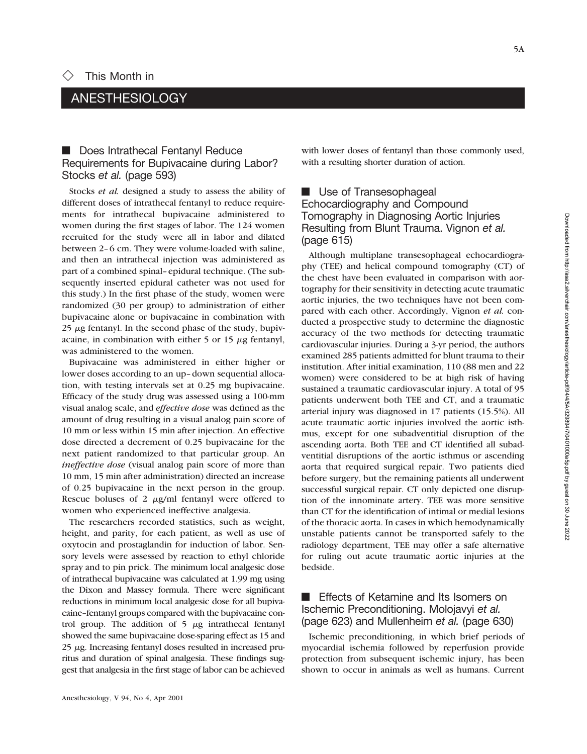## This Month in

# ANESTHESIOLOGY

### Does Intrathecal Fentanyl Reduce Requirements for Bupivacaine during Labor? Stocks *et al.* (page 593)

Stocks *et al.* designed a study to assess the ability of different doses of intrathecal fentanyl to reduce requirements for intrathecal bupivacaine administered to women during the first stages of labor. The 124 women recruited for the study were all in labor and dilated between 2–6 cm. They were volume-loaded with saline, and then an intrathecal injection was administered as part of a combined spinal–epidural technique. (The subsequently inserted epidural catheter was not used for this study.) In the first phase of the study, women were randomized (30 per group) to administration of either bupivacaine alone or bupivacaine in combination with 25 $\mu$g fentanyl. In the second phase of the study, bupivacaine, in combination with either 5 or 15 $\mu$g fentanyl, was administered to the women.

Bupivacaine was administered in either higher or lower doses according to an up–down sequential allocation, with testing intervals set at 0.25 mg bupivacaine. Efficacy of the study drug was assessed using a 100-mm visual analog scale, and *effective dose* was defined as the amount of drug resulting in a visual analog pain score of 10 mm or less within 15 min after injection. An effective dose directed a decrement of 0.25 bupivacaine for the next patient randomized to that particular group. An *ineffective dose* (visual analog pain score of more than 10 mm, 15 min after administration) directed an increase of 0.25 bupivacaine in the next person in the group. Rescue boluses of 2 $\mu$g/ml fentanyl were offered to women who experienced ineffective analgesia.

The researchers recorded statistics, such as weight, height, and parity, for each patient, as well as use of oxytocin and prostaglandin for induction of labor. Sensory levels were assessed by reaction to ethyl chloride spray and to pin prick. The minimum local analgesic dose of intrathecal bupivacaine was calculated at 1.99 mg using the Dixon and Massey formula. There were significant reductions in minimum local analgesic dose for all bupivacaine–fentanyl groups compared with the bupivacaine control group. The addition of 5 $\mu$g intrathecal fentanyl showed the same bupivacaine dose-sparing effect as 15 and 25 $\mu$g. Increasing fentanyl doses resulted in increased pruritus and duration of spinal analgesia. These findings suggest that analgesia in the first stage of labor can be achieved with lower doses of fentanyl than those commonly used, with a resulting shorter duration of action.

### Use of Transesophageal Echocardiography and Compound Tomography in Diagnosing Aortic Injuries Resulting from Blunt Trauma. Vignon *et al.* (page 615)

Although multiplane transesophageal echocardiography (TEE) and helical compound tomography (CT) of the chest have been evaluated in comparison with aortography for their sensitivity in detecting acute traumatic aortic injuries, the two techniques have not been compared with each other. Accordingly, Vignon *et al.* conducted a prospective study to determine the diagnostic accuracy of the two methods for detecting traumatic cardiovascular injuries. During a 3-yr period, the authors examined 285 patients admitted for blunt trauma to their institution. After initial examination, 110 (88 men and 22 women) were considered to be at high risk of having sustained a traumatic cardiovascular injury. A total of 95 patients underwent both TEE and CT, and a traumatic arterial injury was diagnosed in 17 patients (15.5%). All acute traumatic aortic injuries involved the aortic isthmus, except for one subadventitial disruption of the ascending aorta. Both TEE and CT identified all subadventitial disruptions of the aortic isthmus or ascending aorta that required surgical repair. Two patients died before surgery, but the remaining patients all underwent successful surgical repair. CT only depicted one disruption of the innominate artery. TEE was more sensitive than CT for the identification of intimal or medial lesions of the thoracic aorta. In cases in which hemodynamically unstable patients cannot be transported safely to the radiology department, TEE may offer a safe alternative for ruling out acute traumatic aortic injuries at the bedside.

### Effects of Ketamine and Its Isomers on Ischemic Preconditioning. Molojavyi *et al.* (page 623) and Mullenheim *et al.* (page 630)

Ischemic preconditioning, in which brief periods of myocardial ischemia followed by reperfusion provide protection from subsequent ischemic injury, has been shown to occur in animals as well as humans. Current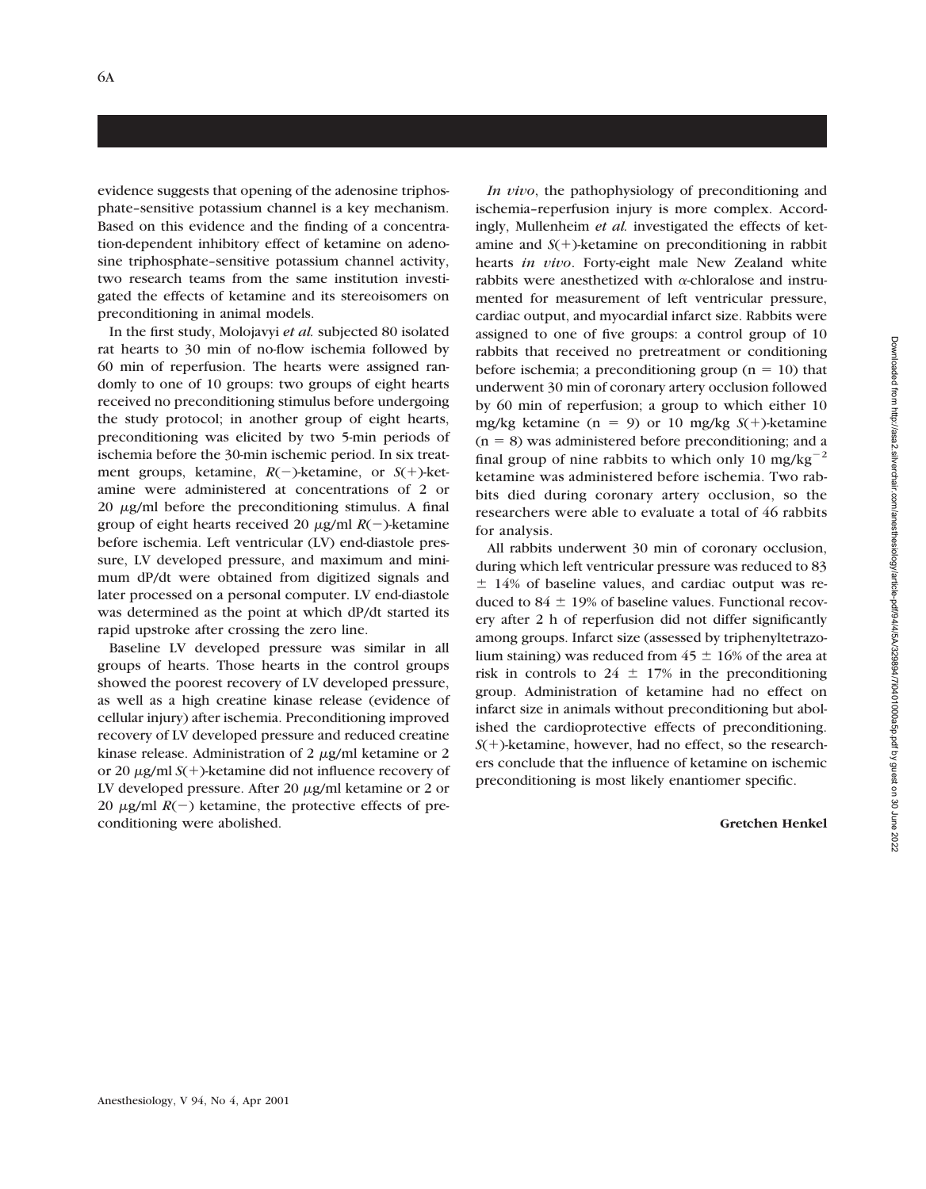evidence suggests that opening of the adenosine triphosphate–sensitive potassium channel is a key mechanism. Based on this evidence and the finding of a concentration-dependent inhibitory effect of ketamine on adenosine triphosphate–sensitive potassium channel activity, two research teams from the same institution investigated the effects of ketamine and its stereoisomers on preconditioning in animal models.

In the first study, Molojavyi *et al.* subjected 80 isolated rat hearts to 30 min of no-flow ischemia followed by 60 min of reperfusion. The hearts were assigned randomly to one of 10 groups: two groups of eight hearts received no preconditioning stimulus before undergoing the study protocol; in another group of eight hearts, preconditioning was elicited by two 5-min periods of ischemia before the 30-min ischemic period. In six treatment groups, ketamine, *R*(−)-ketamine, or *S*(+)-ketamine were administered at concentrations of 2 or 20 μg/ml before the preconditioning stimulus. A final group of eight hearts received 20 μg/ml *R*(−)-ketamine before ischemia. Left ventricular (LV) end-diastole pressure, LV developed pressure, and maximum and minimum dP/dt were obtained from digitized signals and later processed on a personal computer. LV end-diastole was determined as the point at which dP/dt started its rapid upstroke after crossing the zero line.

Baseline LV developed pressure was similar in all groups of hearts. Those hearts in the control groups showed the poorest recovery of LV developed pressure, as well as a high creatine kinase release (evidence of cellular injury) after ischemia. Preconditioning improved recovery of LV developed pressure and reduced creatine kinase release. Administration of 2 μg/ml ketamine or 2 or 20 μg/ml *S*(+)-ketamine did not influence recovery of LV developed pressure. After 20 μg/ml ketamine or 2 or 20 μg/ml *R*(−) ketamine, the protective effects of preconditioning were abolished.

*In vivo*, the pathophysiology of preconditioning and ischemia–reperfusion injury is more complex. Accordingly, Mullenheim *et al.* investigated the effects of ketamine and *S*(+)-ketamine on preconditioning in rabbit hearts *in vivo*. Forty-eight male New Zealand white rabbits were anesthetized with α-chloralose and instrumented for measurement of left ventricular pressure, cardiac output, and myocardial infarct size. Rabbits were assigned to one of five groups: a control group of 10 rabbits that received no pretreatment or conditioning before ischemia; a preconditioning group (n = 10) that underwent 30 min of coronary artery occlusion followed by 60 min of reperfusion; a group to which either 10 mg/kg ketamine (n = 9) or 10 mg/kg *S*(+)-ketamine (n = 8) was administered before preconditioning; and a final group of nine rabbits to which only 10 mg/kg$^{-2}$ ketamine was administered before ischemia. Two rabbits died during coronary artery occlusion, so the researchers were able to evaluate a total of 46 rabbits for analysis.

All rabbits underwent 30 min of coronary occlusion, during which left ventricular pressure was reduced to 83 ± 14% of baseline values, and cardiac output was reduced to 84 ± 19% of baseline values. Functional recovery after 2 h of reperfusion did not differ significantly among groups. Infarct size (assessed by triphenyltetrazolium staining) was reduced from 45 ± 16% of the area at risk in controls to 24 ± 17% in the preconditioning group. Administration of ketamine had no effect on infarct size in animals without preconditioning but abolished the cardioprotective effects of preconditioning. *S*(+)-ketamine, however, had no effect, so the researchers conclude that the influence of ketamine on ischemic preconditioning is most likely enantiomer specific.

**Gretchen Henkel**